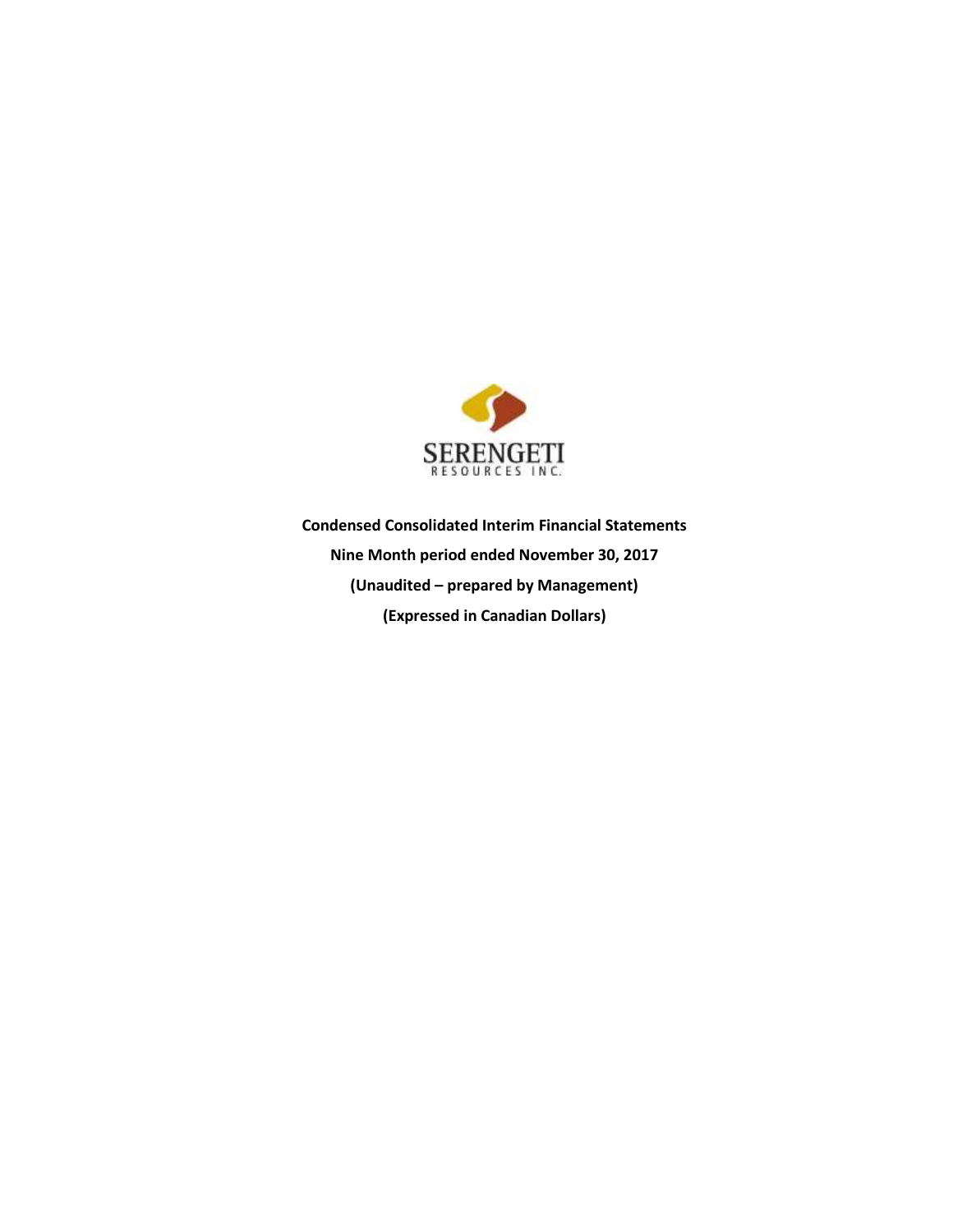SERENGETI
RESOURCES INC.

**Condensed Consolidated Interim Financial Statements**

**Nine Month period ended November 30, 2017**

**(Unaudited – prepared by Management)**

**(Expressed in Canadian Dollars)**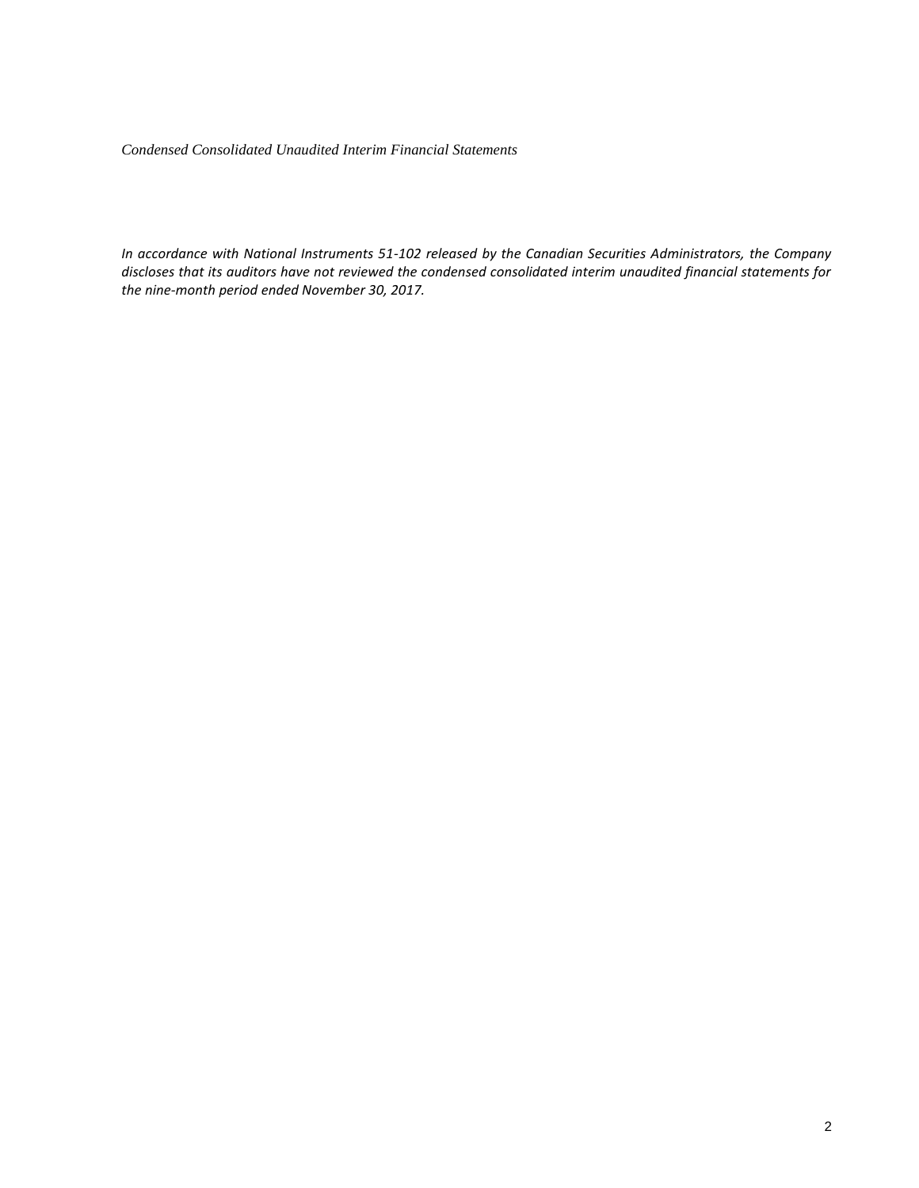*Condensed Consolidated Unaudited Interim Financial Statements*

*In accordance with National Instruments 51-102 released by the Canadian Securities Administrators, the Company discloses that its auditors have not reviewed the condensed consolidated interim unaudited financial statements for the nine-month period ended November 30, 2017.*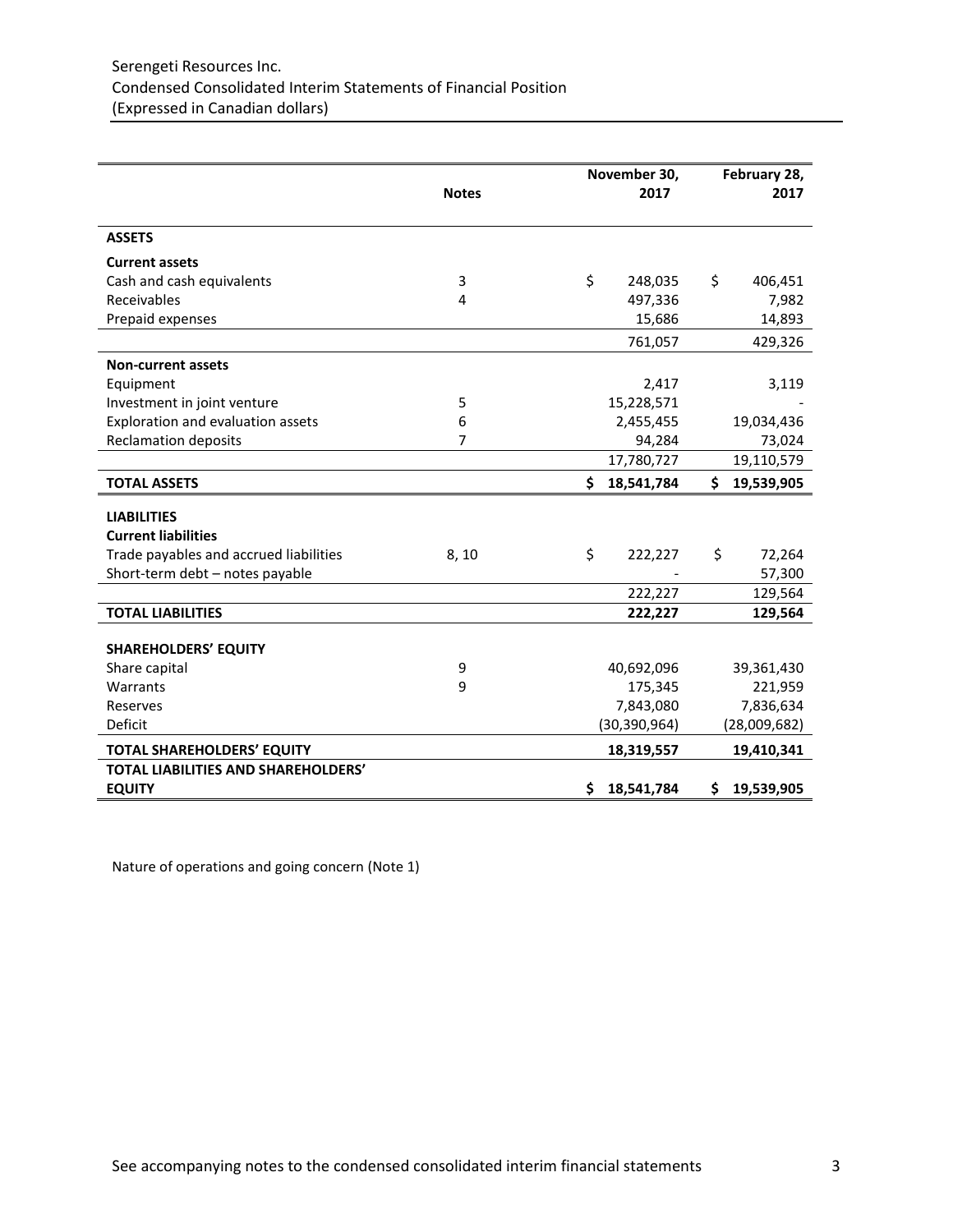Serengeti Resources Inc.
Condensed Consolidated Interim Statements of Financial Position
(Expressed in Canadian dollars)

| | Notes | November 30, 2017 | February 28, 2017 |
|---|---|---|---|
| **ASSETS** | | | |
| **Current assets** | | | |
| Cash and cash equivalents | 3 | $ 248,035 | $ 406,451 |
| Receivables | 4 | 497,336 | 7,982 |
| Prepaid expenses | | 15,686 | 14,893 |
| | | 761,057 | 429,326 |
| **Non-current assets** | | | |
| Equipment | | 2,417 | 3,119 |
| Investment in joint venture | 5 | 15,228,571 | - |
| Exploration and evaluation assets | 6 | 2,455,455 | 19,034,436 |
| Reclamation deposits | 7 | 94,284 | 73,024 |
| | | 17,780,727 | 19,110,579 |
| **TOTAL ASSETS** | | **$ 18,541,784** | **$ 19,539,905** |
| **LIABILITIES** | | | |
| **Current liabilities** | | | |
| Trade payables and accrued liabilities | 8, 10 | $ 222,227 | $ 72,264 |
| Short-term debt – notes payable | | - | 57,300 |
| | | 222,227 | 129,564 |
| **TOTAL LIABILITIES** | | **222,227** | **129,564** |
| **SHAREHOLDERS' EQUITY** | | | |
| Share capital | 9 | 40,692,096 | 39,361,430 |
| Warrants | 9 | 175,345 | 221,959 |
| Reserves | | 7,843,080 | 7,836,634 |
| Deficit | | (30,390,964) | (28,009,682) |
| **TOTAL SHAREHOLDERS' EQUITY** | | **18,319,557** | **19,410,341** |
| **TOTAL LIABILITIES AND SHAREHOLDERS' EQUITY** | | **$ 18,541,784** | **$ 19,539,905** |

Nature of operations and going concern (Note 1)

See accompanying notes to the condensed consolidated interim financial statements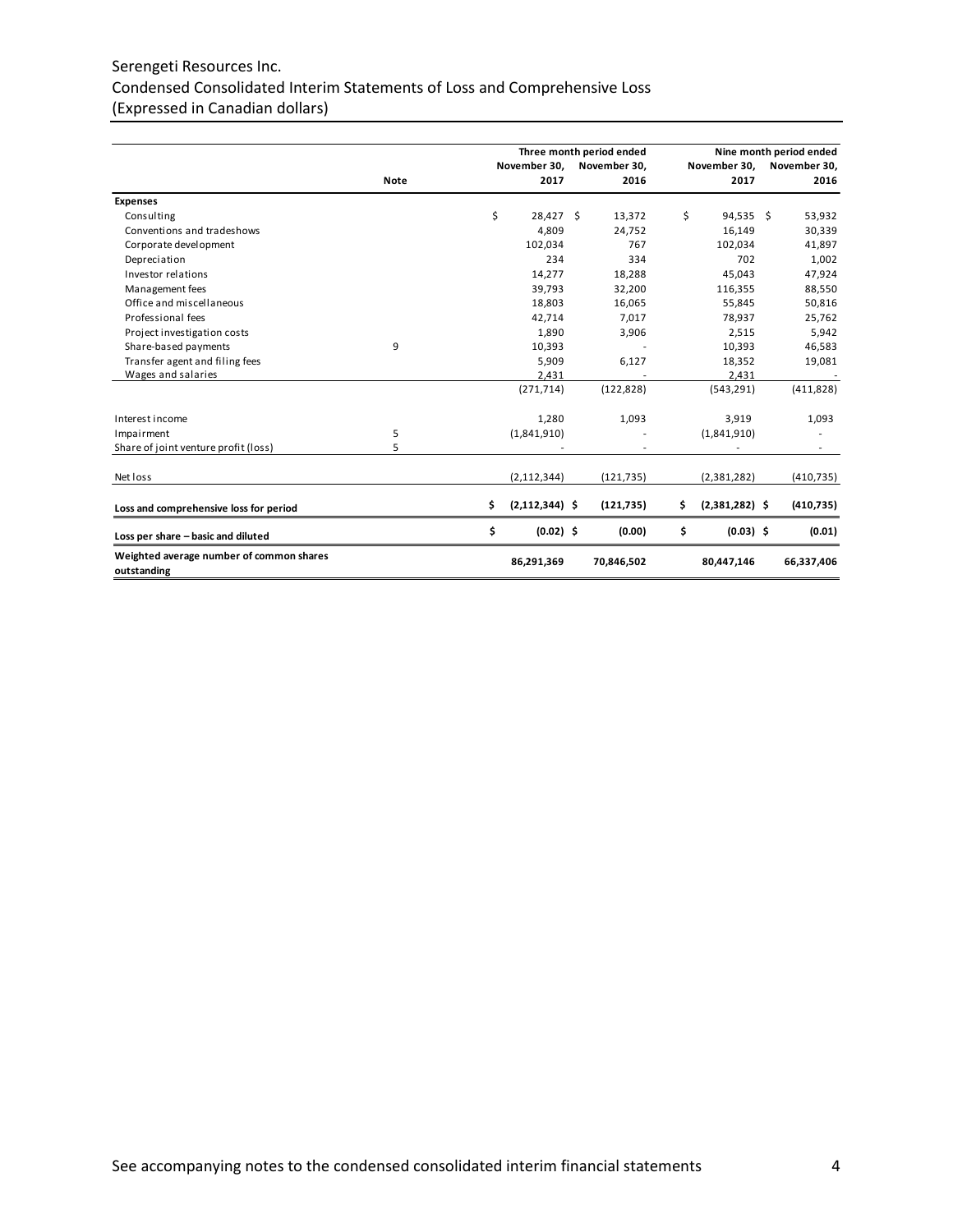# Serengeti Resources Inc.
## Condensed Consolidated Interim Statements of Loss and Comprehensive Loss
### (Expressed in Canadian dollars)

| | Note | Three month period ended November 30, 2017 | Three month period ended November 30, 2016 | Nine month period ended November 30, 2017 | Nine month period ended November 30, 2016 |
|---|---|---|---|---|---|
| **Expenses** | | | | | |
| Consulting | | $ 28,427 | $ 13,372 | $ 94,535 | $ 53,932 |
| Conventions and tradeshows | | 4,809 | 24,752 | 16,149 | 30,339 |
| Corporate development | | 102,034 | 767 | 102,034 | 41,897 |
| Depreciation | | 234 | 334 | 702 | 1,002 |
| Investor relations | | 14,277 | 18,288 | 45,043 | 47,924 |
| Management fees | | 39,793 | 32,200 | 116,355 | 88,550 |
| Office and miscellaneous | | 18,803 | 16,065 | 55,845 | 50,816 |
| Professional fees | | 42,714 | 7,017 | 78,937 | 25,762 |
| Project investigation costs | | 1,890 | 3,906 | 2,515 | 5,942 |
| Share-based payments | 9 | 10,393 | - | 10,393 | 46,583 |
| Transfer agent and filing fees | | 5,909 | 6,127 | 18,352 | 19,081 |
| Wages and salaries | | 2,431 | - | 2,431 | - |
| | | (271,714) | (122,828) | (543,291) | (411,828) |
| Interest income | | 1,280 | 1,093 | 3,919 | 1,093 |
| Impairment | 5 | (1,841,910) | - | (1,841,910) | - |
| Share of joint venture profit (loss) | 5 | - | - | - | - |
| Net loss | | (2,112,344) | (121,735) | (2,381,282) | (410,735) |
| **Loss and comprehensive loss for period** | | **$ (2,112,344)** | **$ (121,735)** | **$ (2,381,282)** | **$ (410,735)** |
| **Loss per share – basic and diluted** | | **$ (0.02)** | **$ (0.00)** | **$ (0.03)** | **$ (0.01)** |
| **Weighted average number of common shares outstanding** | | **86,291,369** | **70,846,502** | **80,447,146** | **66,337,406** |

See accompanying notes to the condensed consolidated interim financial statements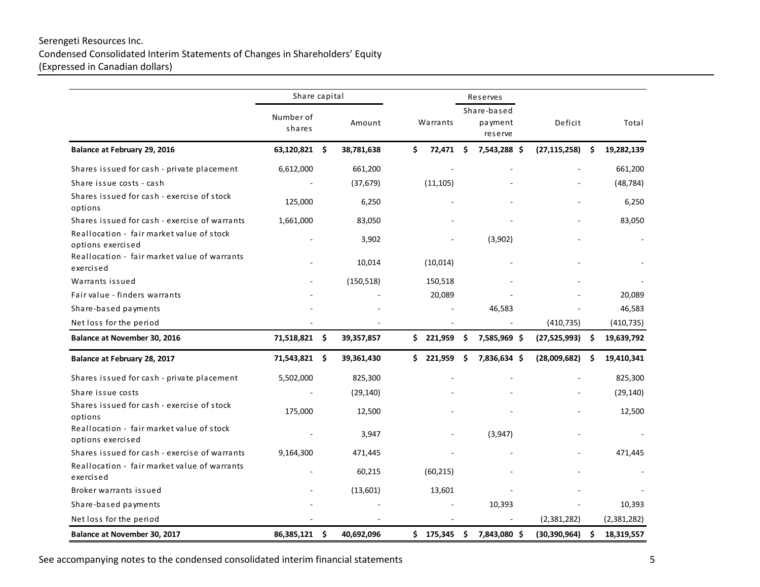Serengeti Resources Inc.
Condensed Consolidated Interim Statements of Changes in Shareholders' Equity
(Expressed in Canadian dollars)

| | Share capital | | Reserves | | | |
|---|---|---|---|---|---|---|
| | Number of shares | Amount | Warrants | Share-based payment reserve | Deficit | Total |
| **Balance at February 29, 2016** | **63,120,821** | **$ 38,781,638** | **$ 72,471** | **$ 7,543,288** | **$ (27,115,258)** | **$ 19,282,139** |
| Shares issued for cash - private placement | 6,612,000 | 661,200 | - | - | - | 661,200 |
| Share issue costs - cash | - | (37,679) | (11,105) | - | - | (48,784) |
| Shares issued for cash - exercise of stock options | 125,000 | 6,250 | - | - | - | 6,250 |
| Shares issued for cash - exercise of warrants | 1,661,000 | 83,050 | - | - | - | 83,050 |
| Reallocation - fair market value of stock options exercised | - | 3,902 | - | (3,902) | - | - |
| Reallocation - fair market value of warrants exercised | - | 10,014 | (10,014) | - | - | - |
| Warrants issued | - | (150,518) | 150,518 | - | - | - |
| Fair value - finders warrants | - | - | 20,089 | - | - | 20,089 |
| Share-based payments | - | - | - | 46,583 | - | 46,583 |
| Net loss for the period | - | - | - | - | (410,735) | (410,735) |
| **Balance at November 30, 2016** | **71,518,821** | **$ 39,357,857** | **$ 221,959** | **$ 7,585,969** | **$ (27,525,993)** | **$ 19,639,792** |
| **Balance at February 28, 2017** | **71,543,821** | **$ 39,361,430** | **$ 221,959** | **$ 7,836,634** | **$ (28,009,682)** | **$ 19,410,341** |
| Shares issued for cash - private placement | 5,502,000 | 825,300 | - | - | - | 825,300 |
| Share issue costs | - | (29,140) | - | - | - | (29,140) |
| Shares issued for cash - exercise of stock options | 175,000 | 12,500 | - | - | - | 12,500 |
| Reallocation - fair market value of stock options exercised | - | 3,947 | - | (3,947) | - | - |
| Shares issued for cash - exercise of warrants | 9,164,300 | 471,445 | - | - | - | 471,445 |
| Reallocation - fair market value of warrants exercised | - | 60,215 | (60,215) | - | - | - |
| Broker warrants issued | - | (13,601) | 13,601 | - | - | - |
| Share-based payments | - | - | - | 10,393 | - | 10,393 |
| Net loss for the period | - | - | - | - | (2,381,282) | (2,381,282) |
| **Balance at November 30, 2017** | **86,385,121** | **$ 40,692,096** | **$ 175,345** | **$ 7,843,080** | **$ (30,390,964)** | **$ 18,319,557** |

See accompanying notes to the condensed consolidated interim financial statements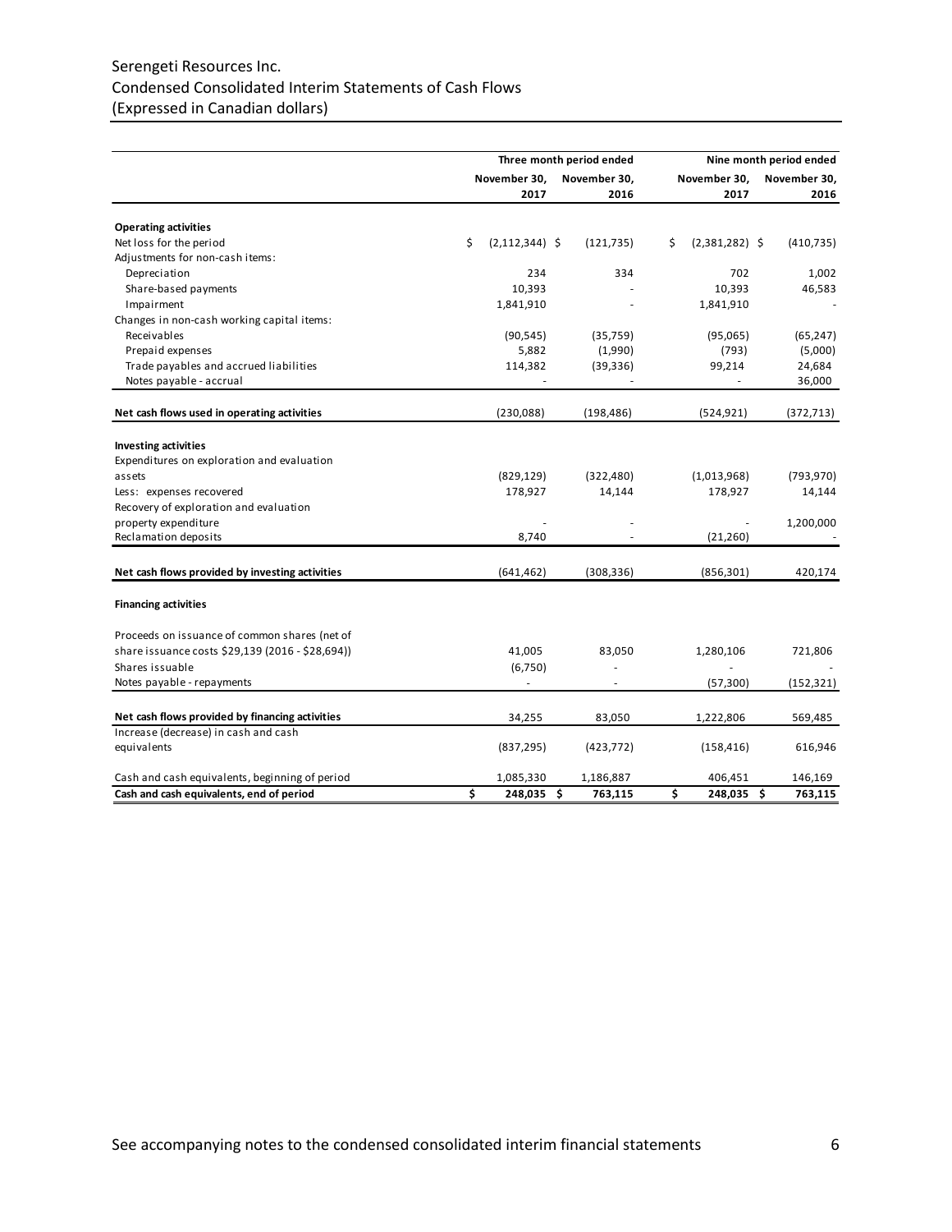Serengeti Resources Inc.
Condensed Consolidated Interim Statements of Cash Flows
(Expressed in Canadian dollars)

| | Three month period ended | | Nine month period ended | |
|---|---|---|---|---|
| | November 30, 2017 | November 30, 2016 | November 30, 2017 | November 30, 2016 |
| **Operating activities** | | | | |
| Net loss for the period | $ (2,112,344) | $ (121,735) | $ (2,381,282) | $ (410,735) |
| Adjustments for non-cash items: | | | | |
| Depreciation | 234 | 334 | 702 | 1,002 |
| Share-based payments | 10,393 | - | 10,393 | 46,583 |
| Impairment | 1,841,910 | - | 1,841,910 | - |
| Changes in non-cash working capital items: | | | | |
| Receivables | (90,545) | (35,759) | (95,065) | (65,247) |
| Prepaid expenses | 5,882 | (1,990) | (793) | (5,000) |
| Trade payables and accrued liabilities | 114,382 | (39,336) | 99,214 | 24,684 |
| Notes payable - accrual | - | - | - | 36,000 |
| **Net cash flows used in operating activities** | (230,088) | (198,486) | (524,921) | (372,713) |
| **Investing activities** | | | | |
| Expenditures on exploration and evaluation assets | (829,129) | (322,480) | (1,013,968) | (793,970) |
| Less: expenses recovered | 178,927 | 14,144 | 178,927 | 14,144 |
| Recovery of exploration and evaluation property expenditure | - | - | - | 1,200,000 |
| Reclamation deposits | 8,740 | - | (21,260) | - |
| **Net cash flows provided by investing activities** | (641,462) | (308,336) | (856,301) | 420,174 |
| **Financing activities** | | | | |
| Proceeds on issuance of common shares (net of share issuance costs $29,139 (2016 - $28,694)) | 41,005 | 83,050 | 1,280,106 | 721,806 |
| Shares issuable | (6,750) | - | - | - |
| Notes payable - repayments | - | - | (57,300) | (152,321) |
| **Net cash flows provided by financing activities** | 34,255 | 83,050 | 1,222,806 | 569,485 |
| Increase (decrease) in cash and cash equivalents | (837,295) | (423,772) | (158,416) | 616,946 |
| Cash and cash equivalents, beginning of period | 1,085,330 | 1,186,887 | 406,451 | 146,169 |
| **Cash and cash equivalents, end of period** | **$ 248,035** | **$ 763,115** | **$ 248,035** | **$ 763,115** |

See accompanying notes to the condensed consolidated interim financial statements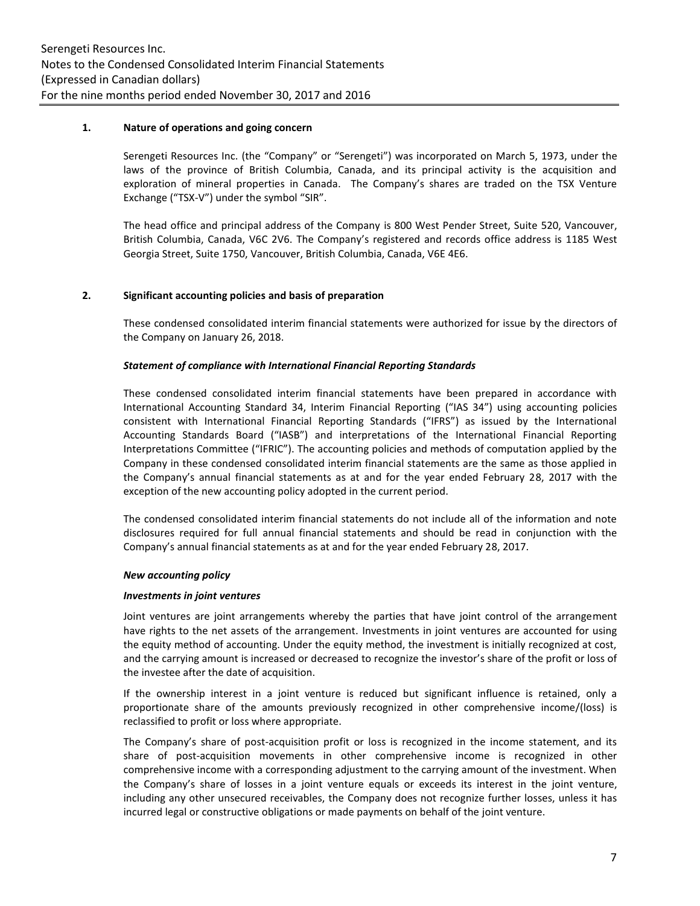## 1. Nature of operations and going concern

Serengeti Resources Inc. (the "Company" or "Serengeti") was incorporated on March 5, 1973, under the laws of the province of British Columbia, Canada, and its principal activity is the acquisition and exploration of mineral properties in Canada. The Company's shares are traded on the TSX Venture Exchange ("TSX-V") under the symbol "SIR".

The head office and principal address of the Company is 800 West Pender Street, Suite 520, Vancouver, British Columbia, Canada, V6C 2V6. The Company's registered and records office address is 1185 West Georgia Street, Suite 1750, Vancouver, British Columbia, Canada, V6E 4E6.

## 2. Significant accounting policies and basis of preparation

These condensed consolidated interim financial statements were authorized for issue by the directors of the Company on January 26, 2018.

***Statement of compliance with International Financial Reporting Standards***

These condensed consolidated interim financial statements have been prepared in accordance with International Accounting Standard 34, Interim Financial Reporting ("IAS 34") using accounting policies consistent with International Financial Reporting Standards ("IFRS") as issued by the International Accounting Standards Board ("IASB") and interpretations of the International Financial Reporting Interpretations Committee ("IFRIC"). The accounting policies and methods of computation applied by the Company in these condensed consolidated interim financial statements are the same as those applied in the Company's annual financial statements as at and for the year ended February 28, 2017 with the exception of the new accounting policy adopted in the current period.

The condensed consolidated interim financial statements do not include all of the information and note disclosures required for full annual financial statements and should be read in conjunction with the Company's annual financial statements as at and for the year ended February 28, 2017.

***New accounting policy***

***Investments in joint ventures***

Joint ventures are joint arrangements whereby the parties that have joint control of the arrangement have rights to the net assets of the arrangement. Investments in joint ventures are accounted for using the equity method of accounting. Under the equity method, the investment is initially recognized at cost, and the carrying amount is increased or decreased to recognize the investor's share of the profit or loss of the investee after the date of acquisition.

If the ownership interest in a joint venture is reduced but significant influence is retained, only a proportionate share of the amounts previously recognized in other comprehensive income/(loss) is reclassified to profit or loss where appropriate.

The Company's share of post-acquisition profit or loss is recognized in the income statement, and its share of post-acquisition movements in other comprehensive income is recognized in other comprehensive income with a corresponding adjustment to the carrying amount of the investment. When the Company's share of losses in a joint venture equals or exceeds its interest in the joint venture, including any other unsecured receivables, the Company does not recognize further losses, unless it has incurred legal or constructive obligations or made payments on behalf of the joint venture.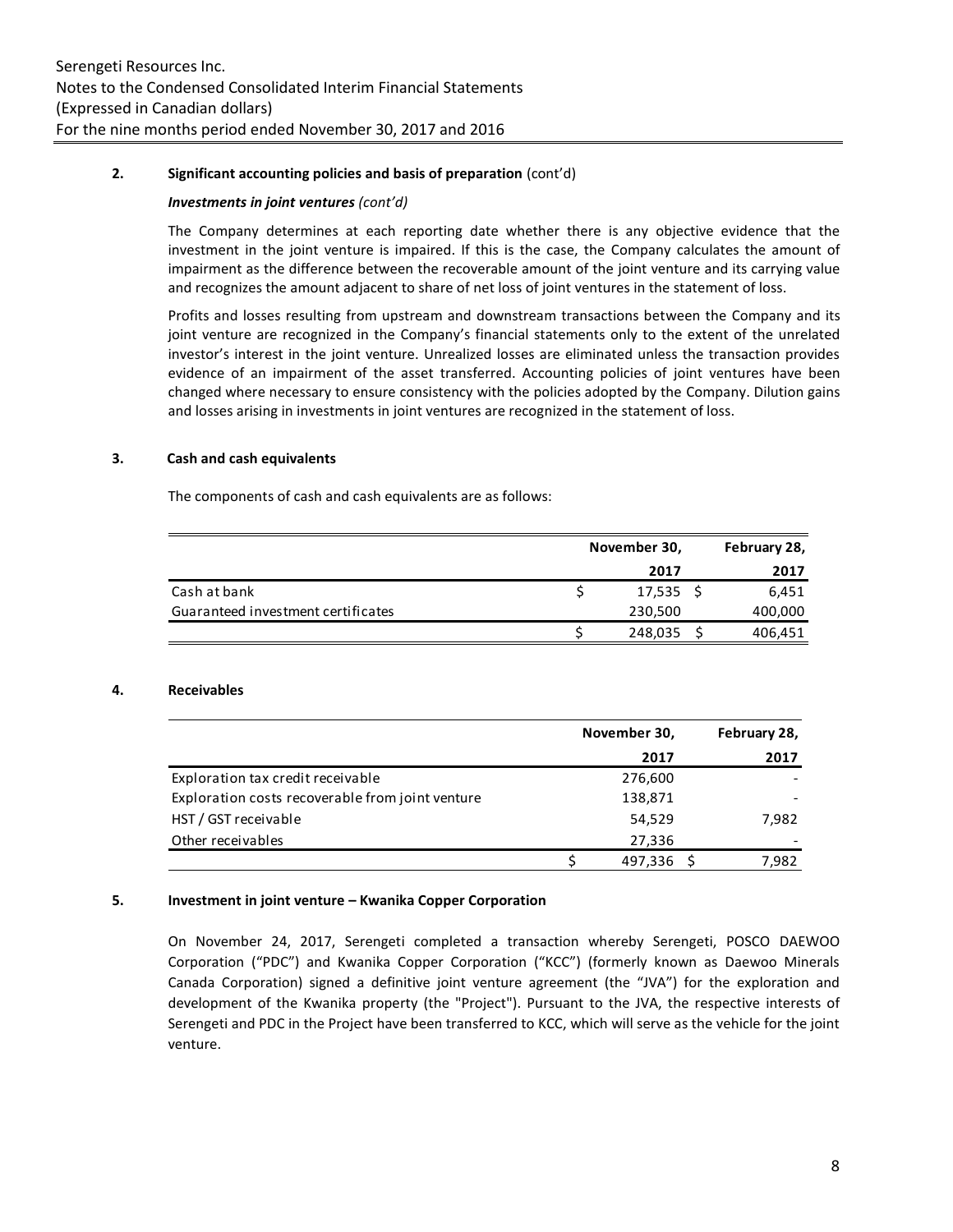### 2. Significant accounting policies and basis of preparation (cont'd)

***Investments in joint ventures** (cont'd)*

The Company determines at each reporting date whether there is any objective evidence that the investment in the joint venture is impaired. If this is the case, the Company calculates the amount of impairment as the difference between the recoverable amount of the joint venture and its carrying value and recognizes the amount adjacent to share of net loss of joint ventures in the statement of loss.

Profits and losses resulting from upstream and downstream transactions between the Company and its joint venture are recognized in the Company's financial statements only to the extent of the unrelated investor's interest in the joint venture. Unrealized losses are eliminated unless the transaction provides evidence of an impairment of the asset transferred. Accounting policies of joint ventures have been changed where necessary to ensure consistency with the policies adopted by the Company. Dilution gains and losses arising in investments in joint ventures are recognized in the statement of loss.

### 3. Cash and cash equivalents

The components of cash and cash equivalents are as follows:

| | November 30, 2017 | February 28, 2017 |
|---|---|---|
| Cash at bank | $ 17,535 | $ 6,451 |
| Guaranteed investment certificates | 230,500 | 400,000 |
| | $ 248,035 | $ 406,451 |

### 4. Receivables

| | November 30, 2017 | February 28, 2017 |
|---|---|---|
| Exploration tax credit receivable | 276,600 | - |
| Exploration costs recoverable from joint venture | 138,871 | - |
| HST / GST receivable | 54,529 | 7,982 |
| Other receivables | 27,336 | - |
| | $ 497,336 | $ 7,982 |

### 5. Investment in joint venture – Kwanika Copper Corporation

On November 24, 2017, Serengeti completed a transaction whereby Serengeti, POSCO DAEWOO Corporation ("PDC") and Kwanika Copper Corporation ("KCC") (formerly known as Daewoo Minerals Canada Corporation) signed a definitive joint venture agreement (the "JVA") for the exploration and development of the Kwanika property (the "Project"). Pursuant to the JVA, the respective interests of Serengeti and PDC in the Project have been transferred to KCC, which will serve as the vehicle for the joint venture.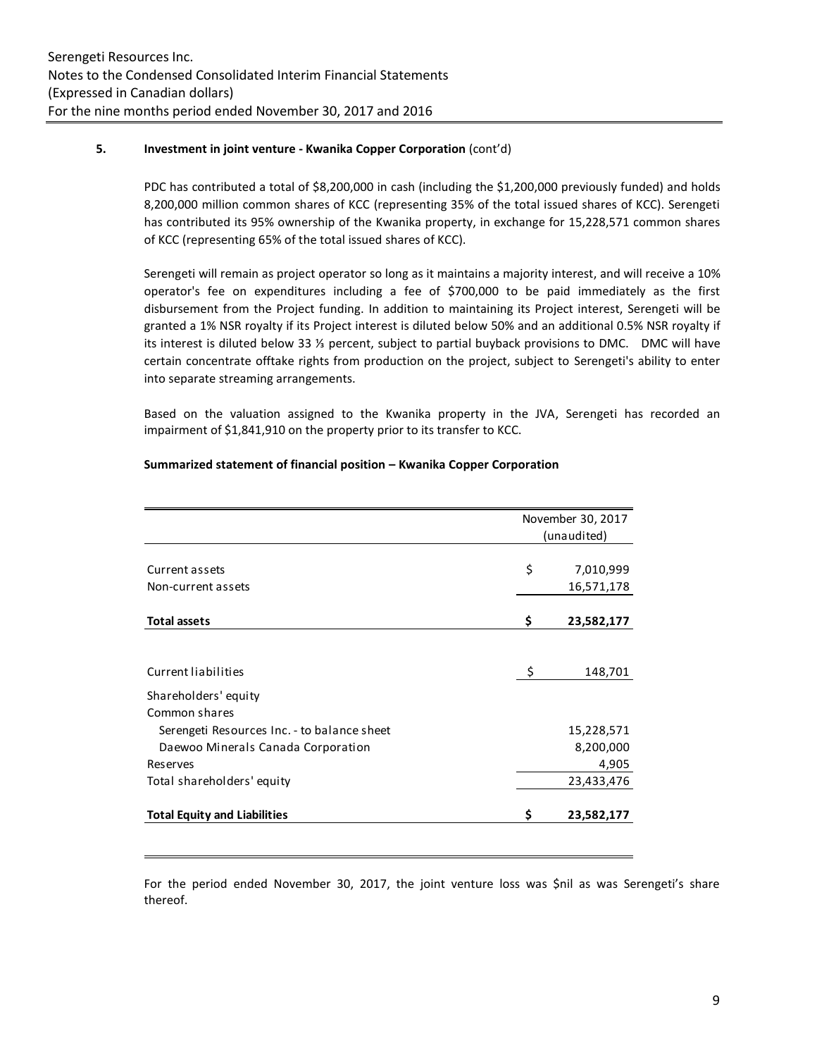## 5. Investment in joint venture - Kwanika Copper Corporation (cont'd)

PDC has contributed a total of $8,200,000 in cash (including the $1,200,000 previously funded) and holds 8,200,000 million common shares of KCC (representing 35% of the total issued shares of KCC). Serengeti has contributed its 95% ownership of the Kwanika property, in exchange for 15,228,571 common shares of KCC (representing 65% of the total issued shares of KCC).

Serengeti will remain as project operator so long as it maintains a majority interest, and will receive a 10% operator's fee on expenditures including a fee of $700,000 to be paid immediately as the first disbursement from the Project funding. In addition to maintaining its Project interest, Serengeti will be granted a 1% NSR royalty if its Project interest is diluted below 50% and an additional 0.5% NSR royalty if its interest is diluted below 33 ⅓ percent, subject to partial buyback provisions to DMC. DMC will have certain concentrate offtake rights from production on the project, subject to Serengeti's ability to enter into separate streaming arrangements.

Based on the valuation assigned to the Kwanika property in the JVA, Serengeti has recorded an impairment of $1,841,910 on the property prior to its transfer to KCC.

**Summarized statement of financial position – Kwanika Copper Corporation**

| | November 30, 2017 (unaudited) |
|---|---|
| Current assets | $ 7,010,999 |
| Non-current assets | 16,571,178 |
| **Total assets** | **$ 23,582,177** |
| | |
| Current liabilities | $ 148,701 |
| Shareholders' equity | |
| Common shares | |
| Serengeti Resources Inc. - to balance sheet | 15,228,571 |
| Daewoo Minerals Canada Corporation | 8,200,000 |
| Reserves | 4,905 |
| Total shareholders' equity | 23,433,476 |
| **Total Equity and Liabilities** | **$ 23,582,177** |

For the period ended November 30, 2017, the joint venture loss was $nil as was Serengeti's share thereof.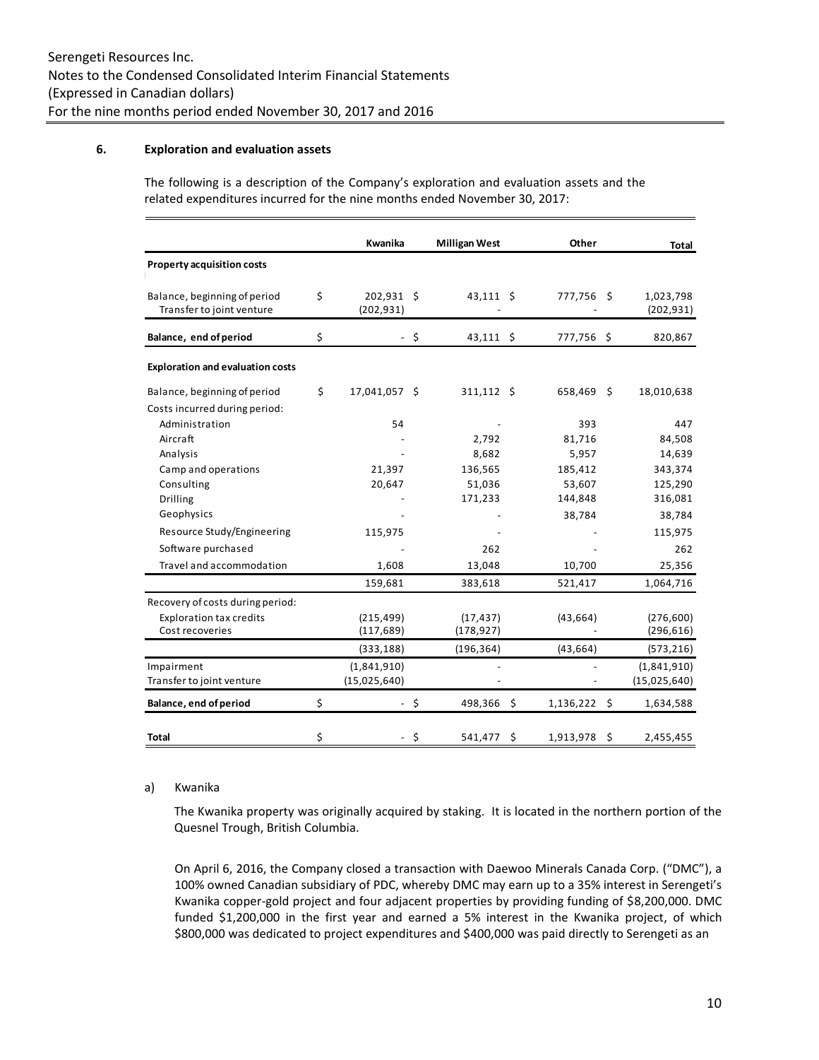## 6. Exploration and evaluation assets

The following is a description of the Company's exploration and evaluation assets and the related expenditures incurred for the nine months ended November 30, 2017:

| | Kwanika | Milligan West | Other | Total |
|---|---|---|---|---|
| **Property acquisition costs** | | | | |
| Balance, beginning of period | $ 202,931 | $ 43,111 | $ 777,756 | $ 1,023,798 |
| Transfer to joint venture | (202,931) | - | - | (202,931) |
| **Balance, end of period** | $ - | $ 43,111 | $ 777,756 | $ 820,867 |
| **Exploration and evaluation costs** | | | | |
| Balance, beginning of period | $ 17,041,057 | $ 311,112 | $ 658,469 | $ 18,010,638 |
| Costs incurred during period: | | | | |
| Administration | 54 | - | 393 | 447 |
| Aircraft | - | 2,792 | 81,716 | 84,508 |
| Analysis | - | 8,682 | 5,957 | 14,639 |
| Camp and operations | 21,397 | 136,565 | 185,412 | 343,374 |
| Consulting | 20,647 | 51,036 | 53,607 | 125,290 |
| Drilling | - | 171,233 | 144,848 | 316,081 |
| Geophysics | - | - | 38,784 | 38,784 |
| Resource Study/Engineering | 115,975 | - | - | 115,975 |
| Software purchased | - | 262 | - | 262 |
| Travel and accommodation | 1,608 | 13,048 | 10,700 | 25,356 |
| | 159,681 | 383,618 | 521,417 | 1,064,716 |
| Recovery of costs during period: | | | | |
| Exploration tax credits | (215,499) | (17,437) | (43,664) | (276,600) |
| Cost recoveries | (117,689) | (178,927) | - | (296,616) |
| | (333,188) | (196,364) | (43,664) | (573,216) |
| Impairment | (1,841,910) | - | - | (1,841,910) |
| Transfer to joint venture | (15,025,640) | - | - | (15,025,640) |
| **Balance, end of period** | $ - | $ 498,366 | $ 1,136,222 | $ 1,634,588 |
| **Total** | $ - | $ 541,477 | $ 1,913,978 | $ 2,455,455 |

a) Kwanika

The Kwanika property was originally acquired by staking. It is located in the northern portion of the Quesnel Trough, British Columbia.

On April 6, 2016, the Company closed a transaction with Daewoo Minerals Canada Corp. ("DMC"), a 100% owned Canadian subsidiary of PDC, whereby DMC may earn up to a 35% interest in Serengeti's Kwanika copper-gold project and four adjacent properties by providing funding of $8,200,000. DMC funded $1,200,000 in the first year and earned a 5% interest in the Kwanika project, of which $800,000 was dedicated to project expenditures and $400,000 was paid directly to Serengeti as an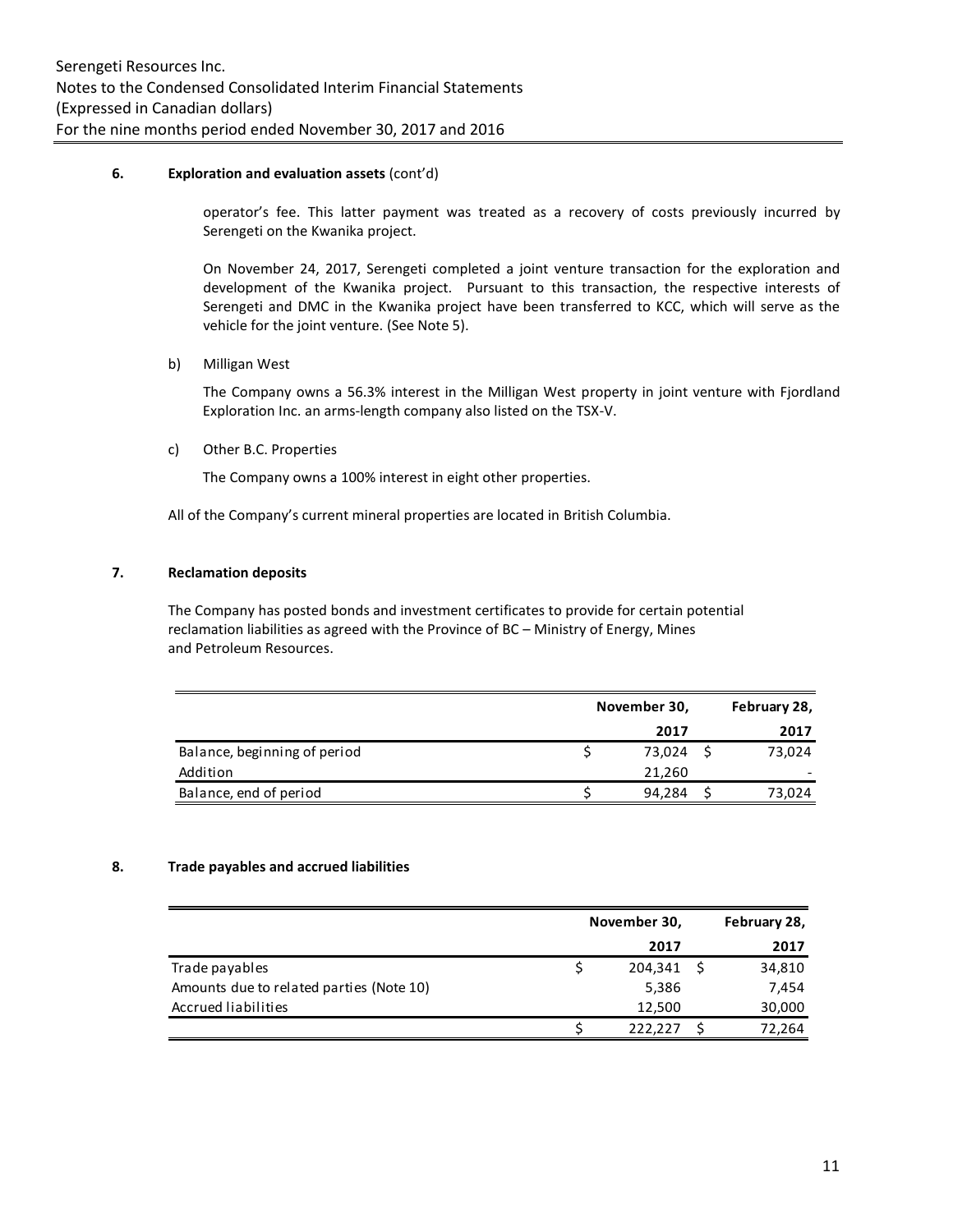## 6. Exploration and evaluation assets (cont'd)

operator's fee. This latter payment was treated as a recovery of costs previously incurred by Serengeti on the Kwanika project.

On November 24, 2017, Serengeti completed a joint venture transaction for the exploration and development of the Kwanika project. Pursuant to this transaction, the respective interests of Serengeti and DMC in the Kwanika project have been transferred to KCC, which will serve as the vehicle for the joint venture. (See Note 5).

b) Milligan West

The Company owns a 56.3% interest in the Milligan West property in joint venture with Fjordland Exploration Inc. an arms-length company also listed on the TSX-V.

c) Other B.C. Properties

The Company owns a 100% interest in eight other properties.

All of the Company's current mineral properties are located in British Columbia.

## 7. Reclamation deposits

The Company has posted bonds and investment certificates to provide for certain potential reclamation liabilities as agreed with the Province of BC – Ministry of Energy, Mines and Petroleum Resources.

| | November 30, 2017 | February 28, 2017 |
|---|---|---|
| Balance, beginning of period | $ 73,024 | $ 73,024 |
| Addition | 21,260 | - |
| Balance, end of period | $ 94,284 | $ 73,024 |

## 8. Trade payables and accrued liabilities

| | November 30, 2017 | February 28, 2017 |
|---|---|---|
| Trade payables | $ 204,341 | $ 34,810 |
| Amounts due to related parties (Note 10) | 5,386 | 7,454 |
| Accrued liabilities | 12,500 | 30,000 |
| | $ 222,227 | $ 72,264 |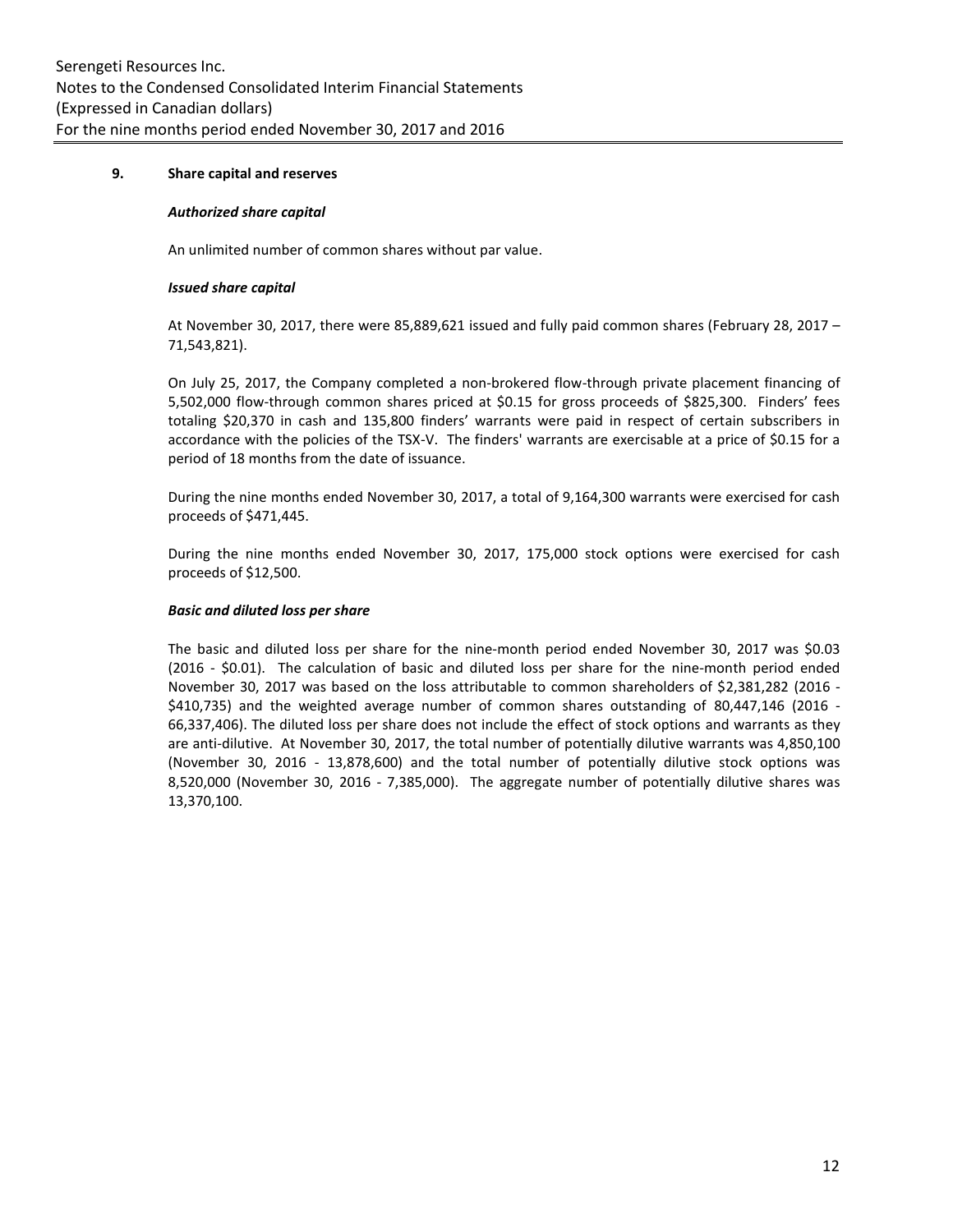## 9. Share capital and reserves

***Authorized share capital***

An unlimited number of common shares without par value.

***Issued share capital***

At November 30, 2017, there were 85,889,621 issued and fully paid common shares (February 28, 2017 – 71,543,821).

On July 25, 2017, the Company completed a non-brokered flow-through private placement financing of 5,502,000 flow-through common shares priced at $0.15 for gross proceeds of $825,300. Finders' fees totaling $20,370 in cash and 135,800 finders' warrants were paid in respect of certain subscribers in accordance with the policies of the TSX-V. The finders' warrants are exercisable at a price of $0.15 for a period of 18 months from the date of issuance.

During the nine months ended November 30, 2017, a total of 9,164,300 warrants were exercised for cash proceeds of $471,445.

During the nine months ended November 30, 2017, 175,000 stock options were exercised for cash proceeds of $12,500.

***Basic and diluted loss per share***

The basic and diluted loss per share for the nine-month period ended November 30, 2017 was $0.03 (2016 - $0.01). The calculation of basic and diluted loss per share for the nine-month period ended November 30, 2017 was based on the loss attributable to common shareholders of $2,381,282 (2016 - $410,735) and the weighted average number of common shares outstanding of 80,447,146 (2016 - 66,337,406). The diluted loss per share does not include the effect of stock options and warrants as they are anti-dilutive. At November 30, 2017, the total number of potentially dilutive warrants was 4,850,100 (November 30, 2016 - 13,878,600) and the total number of potentially dilutive stock options was 8,520,000 (November 30, 2016 - 7,385,000). The aggregate number of potentially dilutive shares was 13,370,100.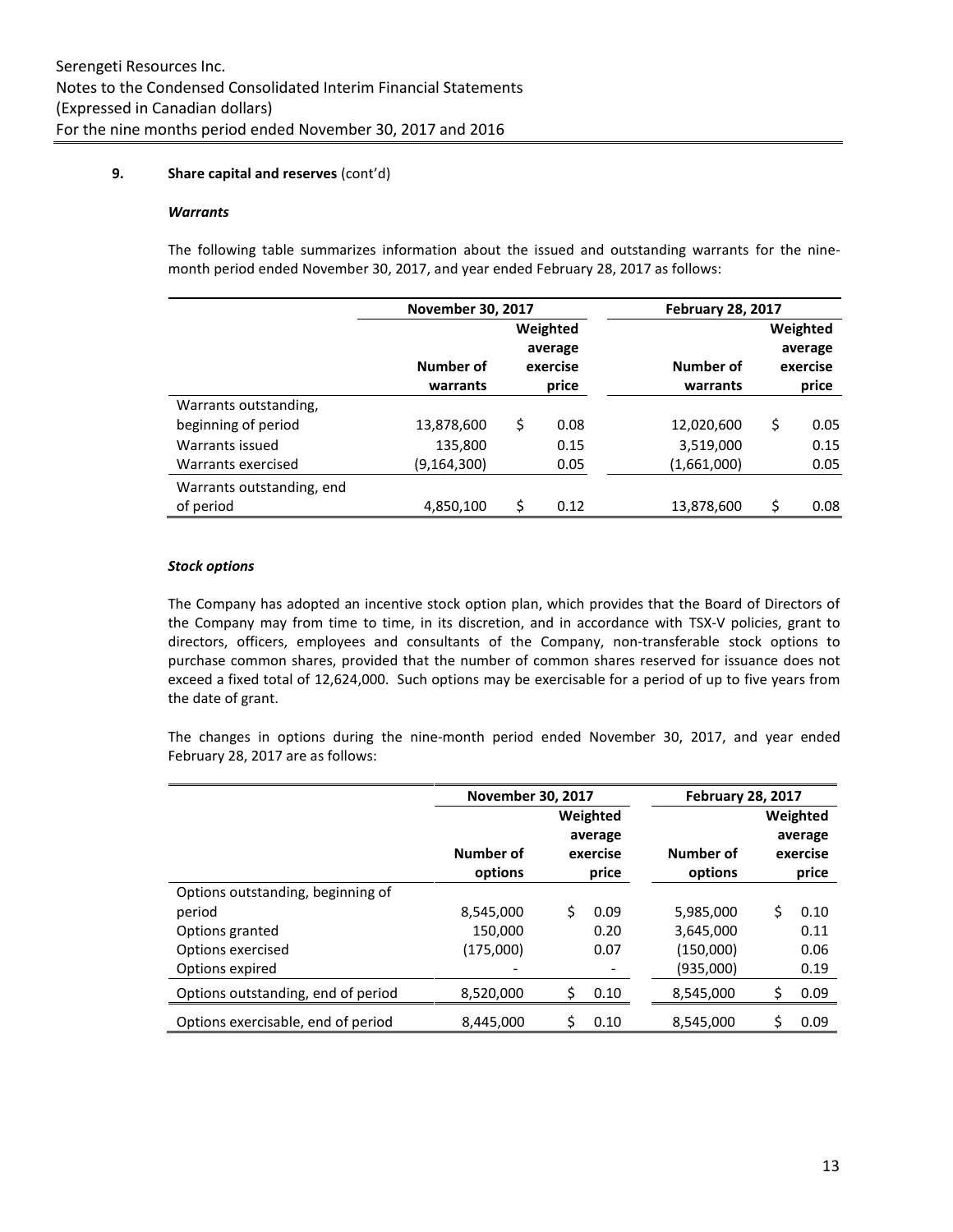### 9. Share capital and reserves (cont'd)

***Warrants***

The following table summarizes information about the issued and outstanding warrants for the nine-month period ended November 30, 2017, and year ended February 28, 2017 as follows:

| | November 30, 2017 | | February 28, 2017 | |
|---|---|---|---|---|
| | Number of warrants | Weighted average exercise price | Number of warrants | Weighted average exercise price |
| Warrants outstanding, beginning of period | 13,878,600 | $ 0.08 | 12,020,600 | $ 0.05 |
| Warrants issued | 135,800 | 0.15 | 3,519,000 | 0.15 |
| Warrants exercised | (9,164,300) | 0.05 | (1,661,000) | 0.05 |
| Warrants outstanding, end of period | 4,850,100 | $ 0.12 | 13,878,600 | $ 0.08 |

***Stock options***

The Company has adopted an incentive stock option plan, which provides that the Board of Directors of the Company may from time to time, in its discretion, and in accordance with TSX-V policies, grant to directors, officers, employees and consultants of the Company, non-transferable stock options to purchase common shares, provided that the number of common shares reserved for issuance does not exceed a fixed total of 12,624,000. Such options may be exercisable for a period of up to five years from the date of grant.

The changes in options during the nine-month period ended November 30, 2017, and year ended February 28, 2017 are as follows:

| | November 30, 2017 | | February 28, 2017 | |
|---|---|---|---|---|
| | Number of options | Weighted average exercise price | Number of options | Weighted average exercise price |
| Options outstanding, beginning of period | 8,545,000 | $ 0.09 | 5,985,000 | $ 0.10 |
| Options granted | 150,000 | 0.20 | 3,645,000 | 0.11 |
| Options exercised | (175,000) | 0.07 | (150,000) | 0.06 |
| Options expired | - | - | (935,000) | 0.19 |
| Options outstanding, end of period | 8,520,000 | $ 0.10 | 8,545,000 | $ 0.09 |
| Options exercisable, end of period | 8,445,000 | $ 0.10 | 8,545,000 | $ 0.09 |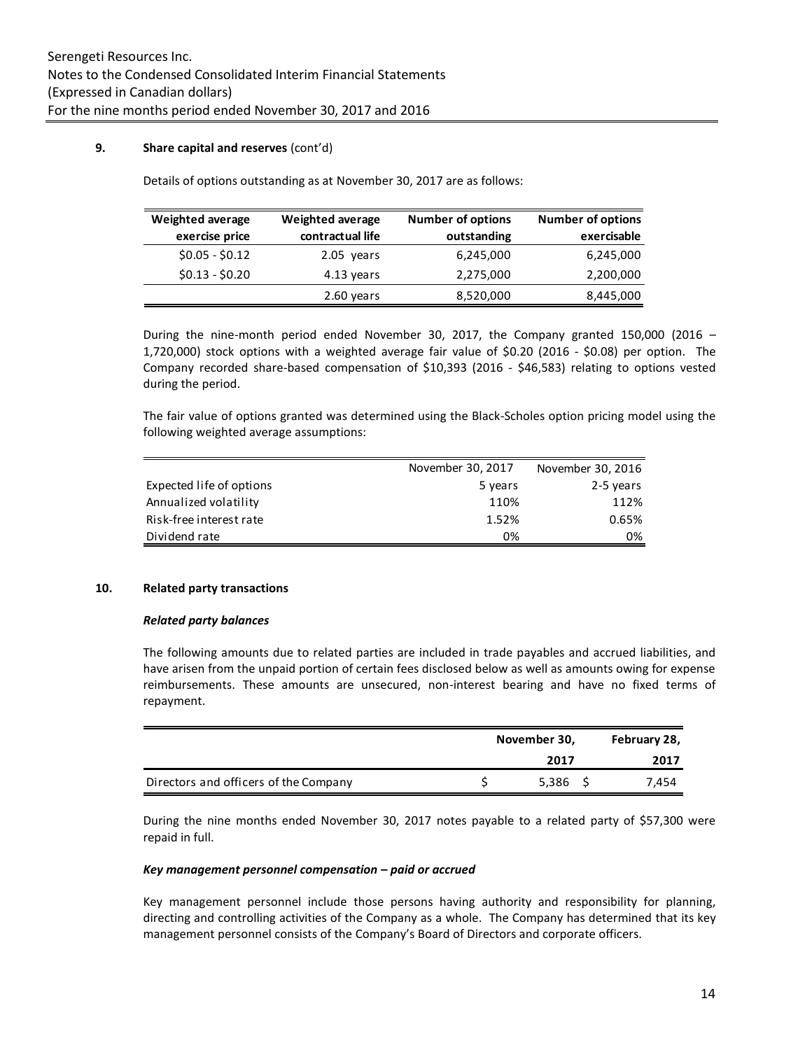**9. Share capital and reserves** (cont'd)

Details of options outstanding as at November 30, 2017 are as follows:

| Weighted average exercise price | Weighted average contractual life | Number of options outstanding | Number of options exercisable |
|---|---|---|---|
| $0.05 - $0.12 | 2.05 years | 6,245,000 | 6,245,000 |
| $0.13 - $0.20 | 4.13 years | 2,275,000 | 2,200,000 |
| | 2.60 years | 8,520,000 | 8,445,000 |

During the nine-month period ended November 30, 2017, the Company granted 150,000 (2016 – 1,720,000) stock options with a weighted average fair value of $0.20 (2016 - $0.08) per option. The Company recorded share-based compensation of $10,393 (2016 - $46,583) relating to options vested during the period.

The fair value of options granted was determined using the Black-Scholes option pricing model using the following weighted average assumptions:

| | November 30, 2017 | November 30, 2016 |
|---|---|---|
| Expected life of options | 5 years | 2-5 years |
| Annualized volatility | 110% | 112% |
| Risk-free interest rate | 1.52% | 0.65% |
| Dividend rate | 0% | 0% |

**10. Related party transactions**

***Related party balances***

The following amounts due to related parties are included in trade payables and accrued liabilities, and have arisen from the unpaid portion of certain fees disclosed below as well as amounts owing for expense reimbursements. These amounts are unsecured, non-interest bearing and have no fixed terms of repayment.

| | November 30, 2017 | February 28, 2017 |
|---|---|---|
| Directors and officers of the Company | $ 5,386 | $ 7,454 |

During the nine months ended November 30, 2017 notes payable to a related party of $57,300 were repaid in full.

***Key management personnel compensation – paid or accrued***

Key management personnel include those persons having authority and responsibility for planning, directing and controlling activities of the Company as a whole. The Company has determined that its key management personnel consists of the Company's Board of Directors and corporate officers.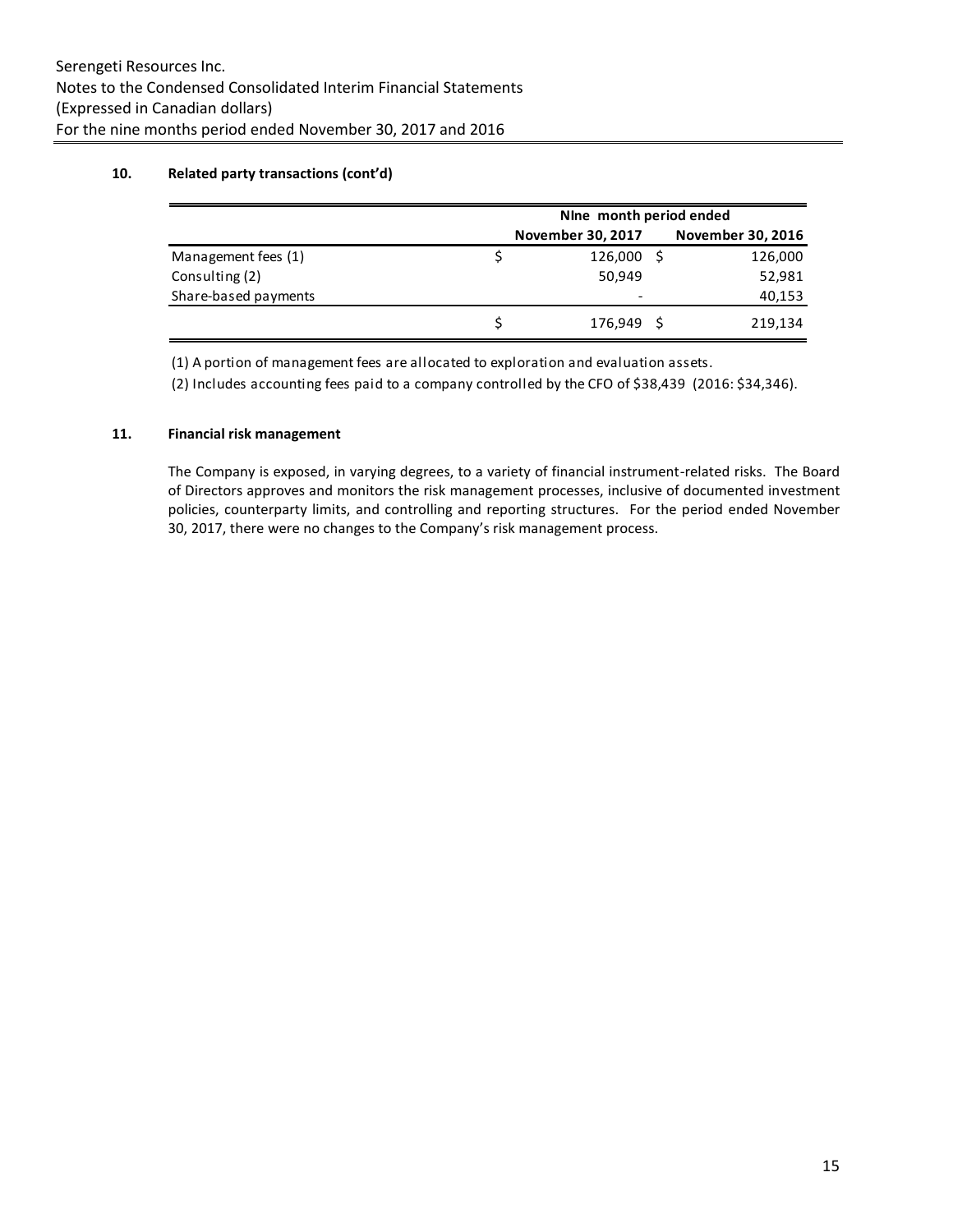## 10. Related party transactions (cont'd)

| | NIne month period ended | |
|---|---|---|
| | **November 30, 2017** | **November 30, 2016** |
| Management fees (1) | $ 126,000 | $ 126,000 |
| Consulting (2) | 50,949 | 52,981 |
| Share-based payments | - | 40,153 |
| | $ 176,949 | $ 219,134 |

(1) A portion of management fees are allocated to exploration and evaluation assets.

(2) Includes accounting fees paid to a company controlled by the CFO of $38,439 (2016: $34,346).

## 11. Financial risk management

The Company is exposed, in varying degrees, to a variety of financial instrument-related risks. The Board of Directors approves and monitors the risk management processes, inclusive of documented investment policies, counterparty limits, and controlling and reporting structures. For the period ended November 30, 2017, there were no changes to the Company's risk management process.